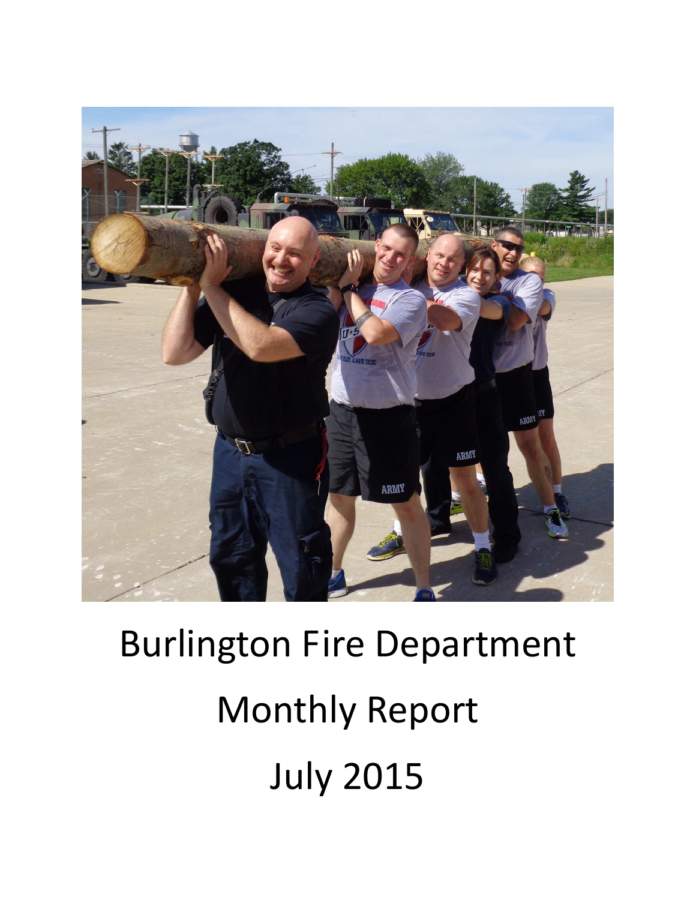# Burlington Fire Department

# Monthly Report

# July 2015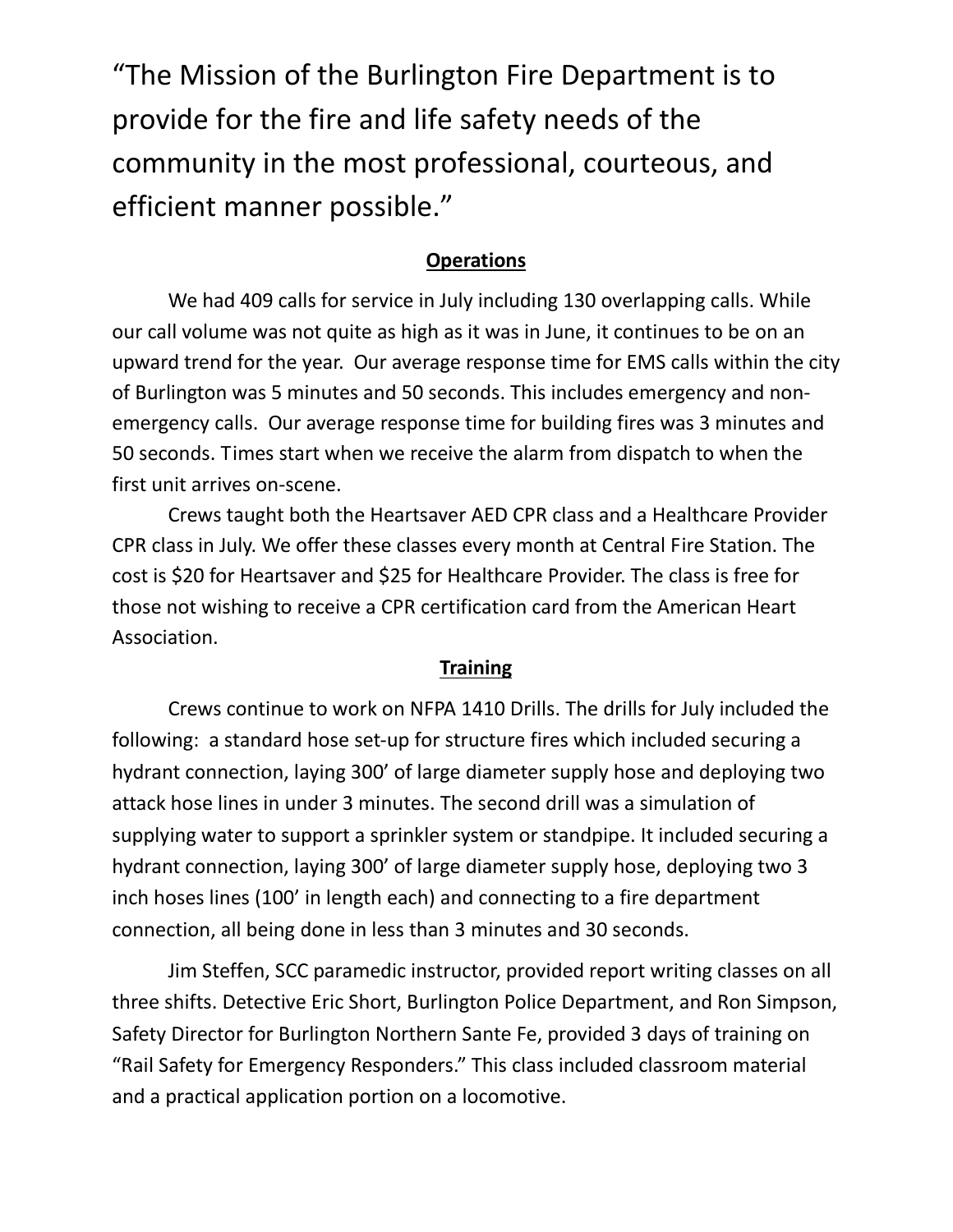"The Mission of the Burlington Fire Department is to provide for the fire and life safety needs of the community in the most professional, courteous, and efficient manner possible."

## Operations

We had 409 calls for service in July including 130 overlapping calls. While our call volume was not quite as high as it was in June, it continues to be on an upward trend for the year. Our average response time for EMS calls within the city of Burlington was 5 minutes and 50 seconds. This includes emergency and non-emergency calls. Our average response time for building fires was 3 minutes and 50 seconds. Times start when we receive the alarm from dispatch to when the first unit arrives on-scene.

Crews taught both the Heartsaver AED CPR class and a Healthcare Provider CPR class in July. We offer these classes every month at Central Fire Station. The cost is $20 for Heartsaver and $25 for Healthcare Provider. The class is free for those not wishing to receive a CPR certification card from the American Heart Association.

## Training

Crews continue to work on NFPA 1410 Drills. The drills for July included the following: a standard hose set-up for structure fires which included securing a hydrant connection, laying 300' of large diameter supply hose and deploying two attack hose lines in under 3 minutes. The second drill was a simulation of supplying water to support a sprinkler system or standpipe. It included securing a hydrant connection, laying 300' of large diameter supply hose, deploying two 3 inch hoses lines (100' in length each) and connecting to a fire department connection, all being done in less than 3 minutes and 30 seconds.

Jim Steffen, SCC paramedic instructor, provided report writing classes on all three shifts. Detective Eric Short, Burlington Police Department, and Ron Simpson, Safety Director for Burlington Northern Sante Fe, provided 3 days of training on "Rail Safety for Emergency Responders." This class included classroom material and a practical application portion on a locomotive.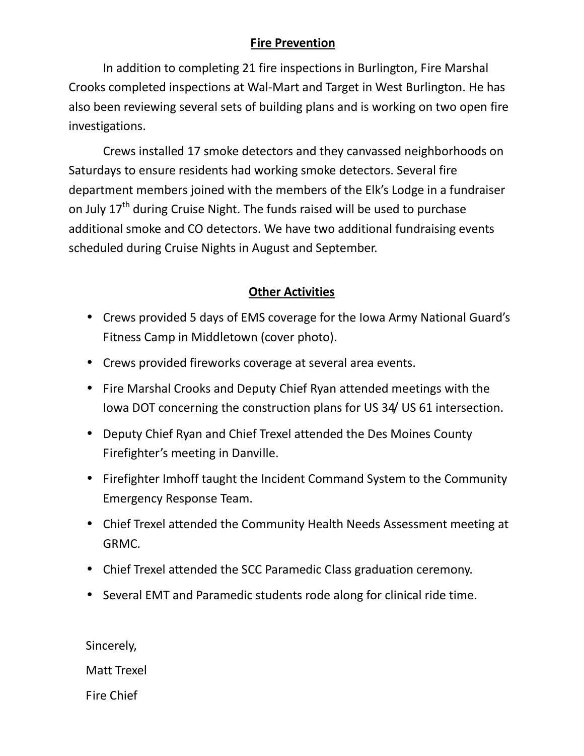## Fire Prevention

In addition to completing 21 fire inspections in Burlington, Fire Marshal Crooks completed inspections at Wal-Mart and Target in West Burlington. He has also been reviewing several sets of building plans and is working on two open fire investigations.

Crews installed 17 smoke detectors and they canvassed neighborhoods on Saturdays to ensure residents had working smoke detectors. Several fire department members joined with the members of the Elk's Lodge in a fundraiser on July 17th during Cruise Night. The funds raised will be used to purchase additional smoke and CO detectors. We have two additional fundraising events scheduled during Cruise Nights in August and September.

## Other Activities

- Crews provided 5 days of EMS coverage for the Iowa Army National Guard's Fitness Camp in Middletown (cover photo).
- Crews provided fireworks coverage at several area events.
- Fire Marshal Crooks and Deputy Chief Ryan attended meetings with the Iowa DOT concerning the construction plans for US 34/ US 61 intersection.
- Deputy Chief Ryan and Chief Trexel attended the Des Moines County Firefighter's meeting in Danville.
- Firefighter Imhoff taught the Incident Command System to the Community Emergency Response Team.
- Chief Trexel attended the Community Health Needs Assessment meeting at GRMC.
- Chief Trexel attended the SCC Paramedic Class graduation ceremony.
- Several EMT and Paramedic students rode along for clinical ride time.

Sincerely,

Matt Trexel

Fire Chief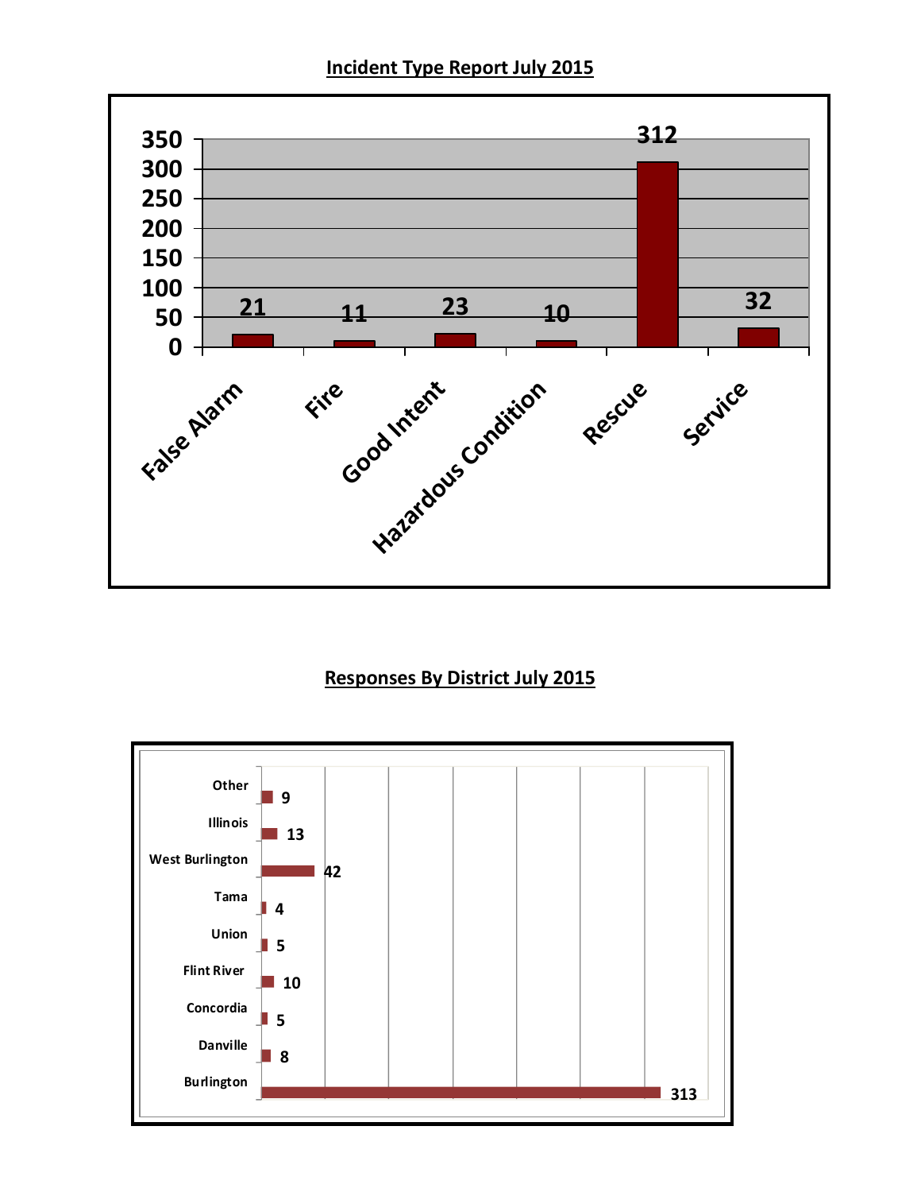## Incident Type Report July 2015

| Incident Type | Count |
|---|---|
| False Alarm | 21 |
| Fire | 11 |
| Good Intent | 23 |
| Hazardous Condition | 10 |
| Rescue | 312 |
| Service | 32 |

## Responses By District July 2015

| District | Responses |
|---|---|
| Other | 9 |
| Illinois | 13 |
| West Burlington | 42 |
| Tama | 4 |
| Union | 5 |
| Flint River | 10 |
| Concordia | 5 |
| Danville | 8 |
| Burlington | 313 |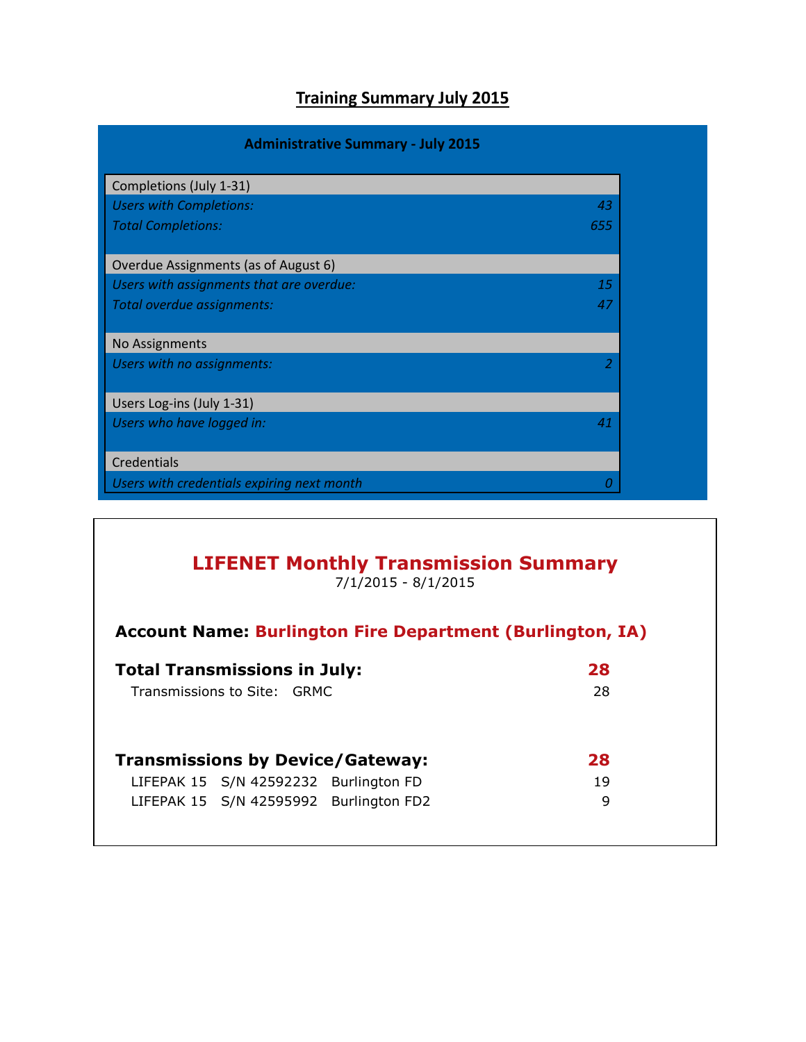# Training Summary July 2015

## Administrative Summary - July 2015

| | |
|---|---|
| Completions (July 1-31) | |
| *Users with Completions:* | *43* |
| *Total Completions:* | *655* |
| Overdue Assignments (as of August 6) | |
| *Users with assignments that are overdue:* | *15* |
| *Total overdue assignments:* | *47* |
| No Assignments | |
| *Users with no assignments:* | *2* |
| Users Log-ins (July 1-31) | |
| *Users who have logged in:* | *41* |
| Credentials | |
| *Users with credentials expiring next month* | *0* |

## LIFENET Monthly Transmission Summary

7/1/2015 - 8/1/2015

**Account Name: Burlington Fire Department (Burlington, IA)**

| | |
|---|---|
| **Total Transmissions in July:** | **28** |
| Transmissions to Site: GRMC | 28 |
| **Transmissions by Device/Gateway:** | **28** |
| LIFEPAK 15 S/N 42592232 Burlington FD | 19 |
| LIFEPAK 15 S/N 42595992 Burlington FD2 | 9 |